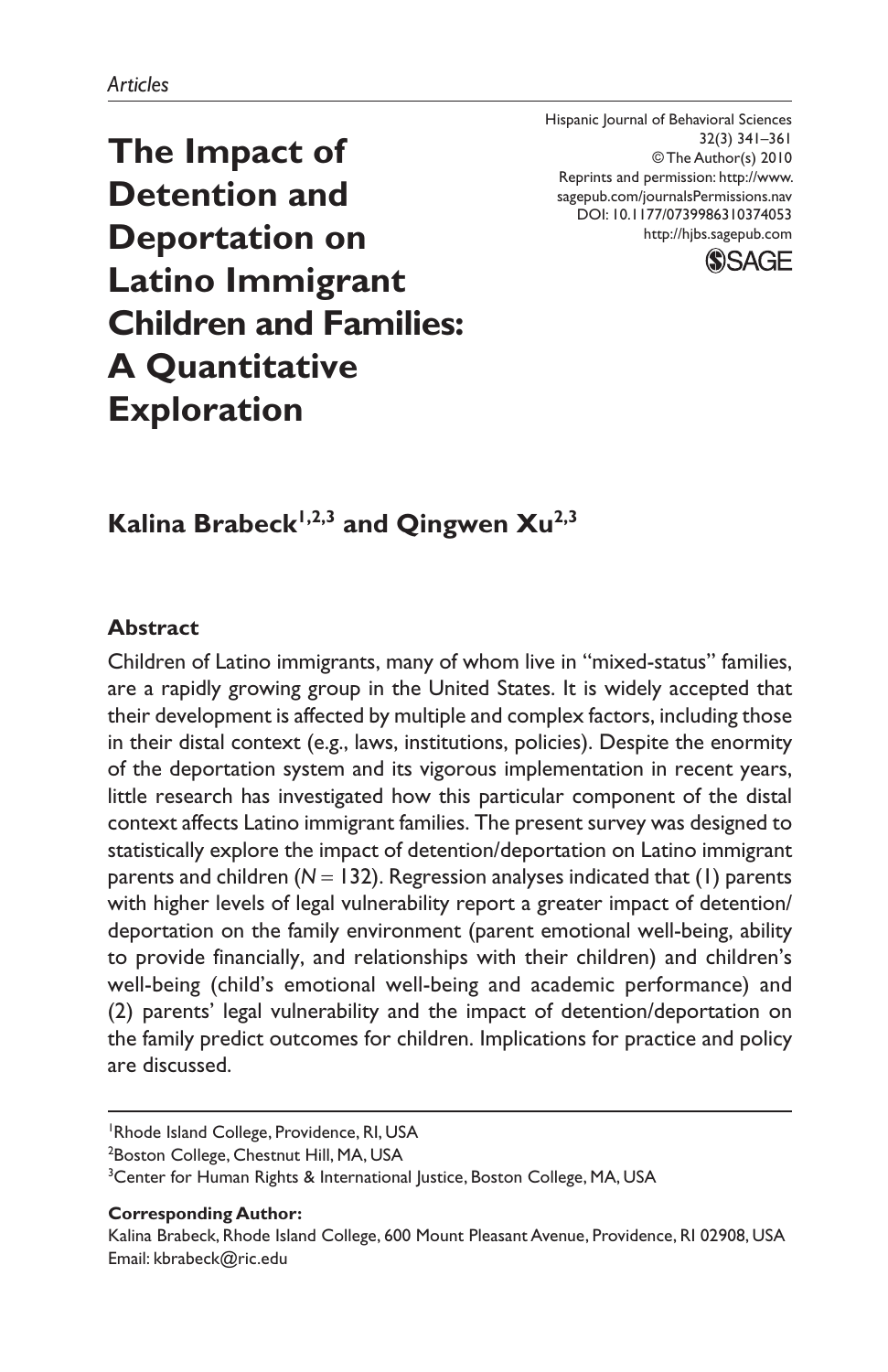*Articles*

# The Impact of Detention and Deportation on Latino Immigrant Children and Families: A Quantitative Exploration

Hispanic Journal of Behavioral Sciences
32(3) 341–361
© The Author(s) 2010
Reprints and permission: http://www.sagepub.com/journalsPermissions.nav
DOI: 10.1177/0739986310374053
http://hjbs.sagepub.com

**Kalina Brabeck[1,2,3] and Qingwen Xu[2,3]**

## Abstract

Children of Latino immigrants, many of whom live in "mixed-status" families, are a rapidly growing group in the United States. It is widely accepted that their development is affected by multiple and complex factors, including those in their distal context (e.g., laws, institutions, policies). Despite the enormity of the deportation system and its vigorous implementation in recent years, little research has investigated how this particular component of the distal context affects Latino immigrant families. The present survey was designed to statistically explore the impact of detention/deportation on Latino immigrant parents and children ($N = 132$). Regression analyses indicated that (1) parents with higher levels of legal vulnerability report a greater impact of detention/deportation on the family environment (parent emotional well-being, ability to provide financially, and relationships with their children) and children's well-being (child's emotional well-being and academic performance) and (2) parents' legal vulnerability and the impact of detention/deportation on the family predict outcomes for children. Implications for practice and policy are discussed.

[1]Rhode Island College, Providence, RI, USA
[2]Boston College, Chestnut Hill, MA, USA
[3]Center for Human Rights & International Justice, Boston College, MA, USA

**Corresponding Author:**
Kalina Brabeck, Rhode Island College, 600 Mount Pleasant Avenue, Providence, RI 02908, USA
Email: kbrabeck@ric.edu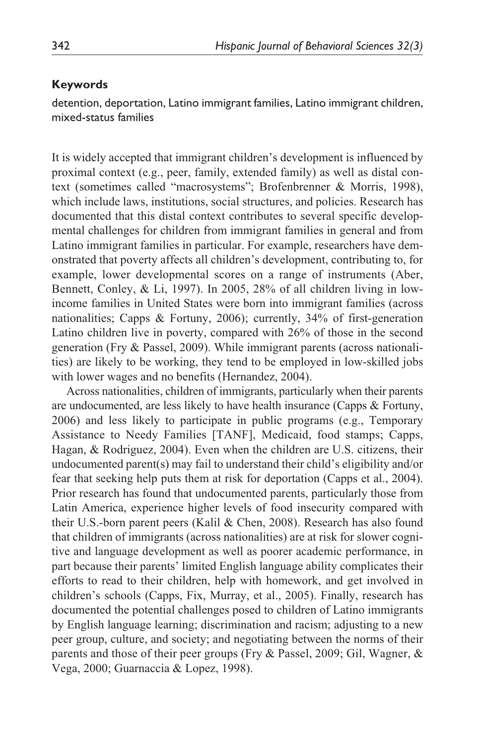### Keywords

detention, deportation, Latino immigrant families, Latino immigrant children, mixed-status families

It is widely accepted that immigrant children's development is influenced by proximal context (e.g., peer, family, extended family) as well as distal context (sometimes called "macrosystems"; Brofenbrenner & Morris, 1998), which include laws, institutions, social structures, and policies. Research has documented that this distal context contributes to several specific developmental challenges for children from immigrant families in general and from Latino immigrant families in particular. For example, researchers have demonstrated that poverty affects all children's development, contributing to, for example, lower developmental scores on a range of instruments (Aber, Bennett, Conley, & Li, 1997). In 2005, 28% of all children living in low-income families in United States were born into immigrant families (across nationalities; Capps & Fortuny, 2006); currently, 34% of first-generation Latino children live in poverty, compared with 26% of those in the second generation (Fry & Passel, 2009). While immigrant parents (across nationalities) are likely to be working, they tend to be employed in low-skilled jobs with lower wages and no benefits (Hernandez, 2004).

Across nationalities, children of immigrants, particularly when their parents are undocumented, are less likely to have health insurance (Capps & Fortuny, 2006) and less likely to participate in public programs (e.g., Temporary Assistance to Needy Families [TANF], Medicaid, food stamps; Capps, Hagan, & Rodriguez, 2004). Even when the children are U.S. citizens, their undocumented parent(s) may fail to understand their child's eligibility and/or fear that seeking help puts them at risk for deportation (Capps et al., 2004). Prior research has found that undocumented parents, particularly those from Latin America, experience higher levels of food insecurity compared with their U.S.-born parent peers (Kalil & Chen, 2008). Research has also found that children of immigrants (across nationalities) are at risk for slower cognitive and language development as well as poorer academic performance, in part because their parents' limited English language ability complicates their efforts to read to their children, help with homework, and get involved in children's schools (Capps, Fix, Murray, et al., 2005). Finally, research has documented the potential challenges posed to children of Latino immigrants by English language learning; discrimination and racism; adjusting to a new peer group, culture, and society; and negotiating between the norms of their parents and those of their peer groups (Fry & Passel, 2009; Gil, Wagner, & Vega, 2000; Guarnaccia & Lopez, 1998).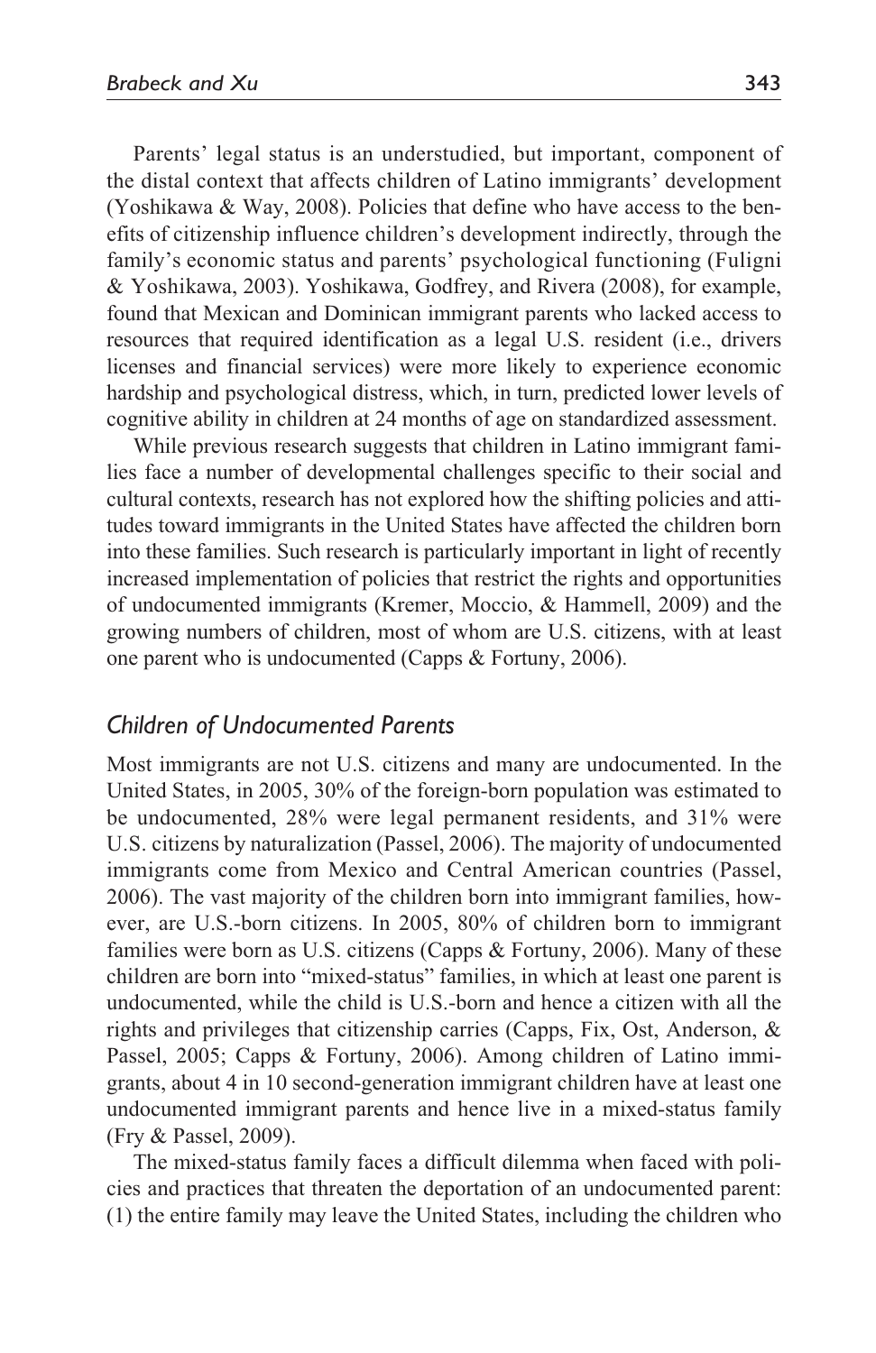Parents' legal status is an understudied, but important, component of the distal context that affects children of Latino immigrants' development (Yoshikawa & Way, 2008). Policies that define who have access to the benefits of citizenship influence children's development indirectly, through the family's economic status and parents' psychological functioning (Fuligni & Yoshikawa, 2003). Yoshikawa, Godfrey, and Rivera (2008), for example, found that Mexican and Dominican immigrant parents who lacked access to resources that required identification as a legal U.S. resident (i.e., drivers licenses and financial services) were more likely to experience economic hardship and psychological distress, which, in turn, predicted lower levels of cognitive ability in children at 24 months of age on standardized assessment.

While previous research suggests that children in Latino immigrant families face a number of developmental challenges specific to their social and cultural contexts, research has not explored how the shifting policies and attitudes toward immigrants in the United States have affected the children born into these families. Such research is particularly important in light of recently increased implementation of policies that restrict the rights and opportunities of undocumented immigrants (Kremer, Moccio, & Hammell, 2009) and the growing numbers of children, most of whom are U.S. citizens, with at least one parent who is undocumented (Capps & Fortuny, 2006).

## *Children of Undocumented Parents*

Most immigrants are not U.S. citizens and many are undocumented. In the United States, in 2005, 30% of the foreign-born population was estimated to be undocumented, 28% were legal permanent residents, and 31% were U.S. citizens by naturalization (Passel, 2006). The majority of undocumented immigrants come from Mexico and Central American countries (Passel, 2006). The vast majority of the children born into immigrant families, however, are U.S.-born citizens. In 2005, 80% of children born to immigrant families were born as U.S. citizens (Capps & Fortuny, 2006). Many of these children are born into "mixed-status" families, in which at least one parent is undocumented, while the child is U.S.-born and hence a citizen with all the rights and privileges that citizenship carries (Capps, Fix, Ost, Anderson, & Passel, 2005; Capps & Fortuny, 2006). Among children of Latino immigrants, about 4 in 10 second-generation immigrant children have at least one undocumented immigrant parents and hence live in a mixed-status family (Fry & Passel, 2009).

The mixed-status family faces a difficult dilemma when faced with policies and practices that threaten the deportation of an undocumented parent: (1) the entire family may leave the United States, including the children who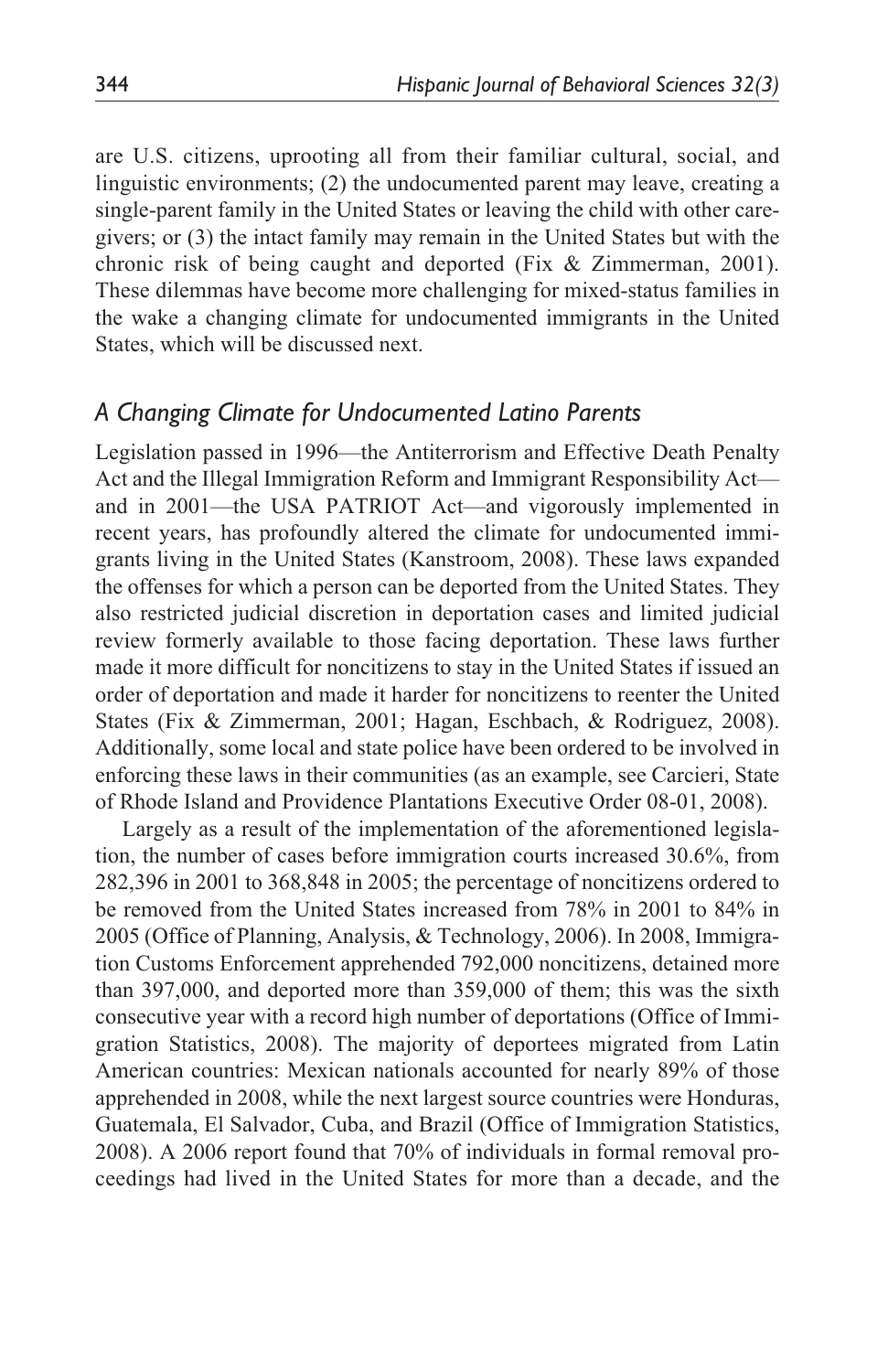are U.S. citizens, uprooting all from their familiar cultural, social, and linguistic environments; (2) the undocumented parent may leave, creating a single-parent family in the United States or leaving the child with other caregivers; or (3) the intact family may remain in the United States but with the chronic risk of being caught and deported (Fix & Zimmerman, 2001). These dilemmas have become more challenging for mixed-status families in the wake a changing climate for undocumented immigrants in the United States, which will be discussed next.

### *A Changing Climate for Undocumented Latino Parents*

Legislation passed in 1996—the Antiterrorism and Effective Death Penalty Act and the Illegal Immigration Reform and Immigrant Responsibility Act—and in 2001—the USA PATRIOT Act—and vigorously implemented in recent years, has profoundly altered the climate for undocumented immigrants living in the United States (Kanstroom, 2008). These laws expanded the offenses for which a person can be deported from the United States. They also restricted judicial discretion in deportation cases and limited judicial review formerly available to those facing deportation. These laws further made it more difficult for noncitizens to stay in the United States if issued an order of deportation and made it harder for noncitizens to reenter the United States (Fix & Zimmerman, 2001; Hagan, Eschbach, & Rodriguez, 2008). Additionally, some local and state police have been ordered to be involved in enforcing these laws in their communities (as an example, see Carcieri, State of Rhode Island and Providence Plantations Executive Order 08-01, 2008).

Largely as a result of the implementation of the aforementioned legislation, the number of cases before immigration courts increased 30.6%, from 282,396 in 2001 to 368,848 in 2005; the percentage of noncitizens ordered to be removed from the United States increased from 78% in 2001 to 84% in 2005 (Office of Planning, Analysis, & Technology, 2006). In 2008, Immigration Customs Enforcement apprehended 792,000 noncitizens, detained more than 397,000, and deported more than 359,000 of them; this was the sixth consecutive year with a record high number of deportations (Office of Immigration Statistics, 2008). The majority of deportees migrated from Latin American countries: Mexican nationals accounted for nearly 89% of those apprehended in 2008, while the next largest source countries were Honduras, Guatemala, El Salvador, Cuba, and Brazil (Office of Immigration Statistics, 2008). A 2006 report found that 70% of individuals in formal removal proceedings had lived in the United States for more than a decade, and the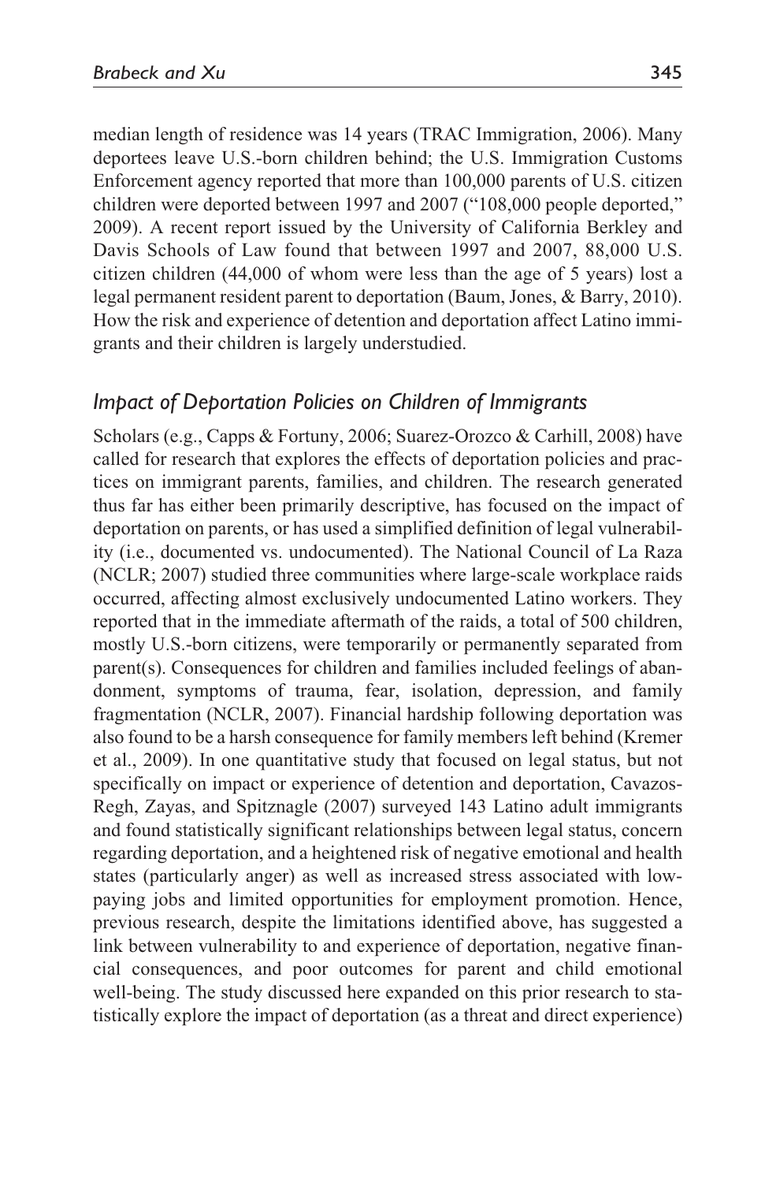median length of residence was 14 years (TRAC Immigration, 2006). Many deportees leave U.S.-born children behind; the U.S. Immigration Customs Enforcement agency reported that more than 100,000 parents of U.S. citizen children were deported between 1997 and 2007 ("108,000 people deported," 2009). A recent report issued by the University of California Berkley and Davis Schools of Law found that between 1997 and 2007, 88,000 U.S. citizen children (44,000 of whom were less than the age of 5 years) lost a legal permanent resident parent to deportation (Baum, Jones, & Barry, 2010). How the risk and experience of detention and deportation affect Latino immigrants and their children is largely understudied.

### *Impact of Deportation Policies on Children of Immigrants*

Scholars (e.g., Capps & Fortuny, 2006; Suarez-Orozco & Carhill, 2008) have called for research that explores the effects of deportation policies and practices on immigrant parents, families, and children. The research generated thus far has either been primarily descriptive, has focused on the impact of deportation on parents, or has used a simplified definition of legal vulnerability (i.e., documented vs. undocumented). The National Council of La Raza (NCLR; 2007) studied three communities where large-scale workplace raids occurred, affecting almost exclusively undocumented Latino workers. They reported that in the immediate aftermath of the raids, a total of 500 children, mostly U.S.-born citizens, were temporarily or permanently separated from parent(s). Consequences for children and families included feelings of abandonment, symptoms of trauma, fear, isolation, depression, and family fragmentation (NCLR, 2007). Financial hardship following deportation was also found to be a harsh consequence for family members left behind (Kremer et al., 2009). In one quantitative study that focused on legal status, but not specifically on impact or experience of detention and deportation, Cavazos-Regh, Zayas, and Spitznagle (2007) surveyed 143 Latino adult immigrants and found statistically significant relationships between legal status, concern regarding deportation, and a heightened risk of negative emotional and health states (particularly anger) as well as increased stress associated with low-paying jobs and limited opportunities for employment promotion. Hence, previous research, despite the limitations identified above, has suggested a link between vulnerability to and experience of deportation, negative financial consequences, and poor outcomes for parent and child emotional well-being. The study discussed here expanded on this prior research to statistically explore the impact of deportation (as a threat and direct experience)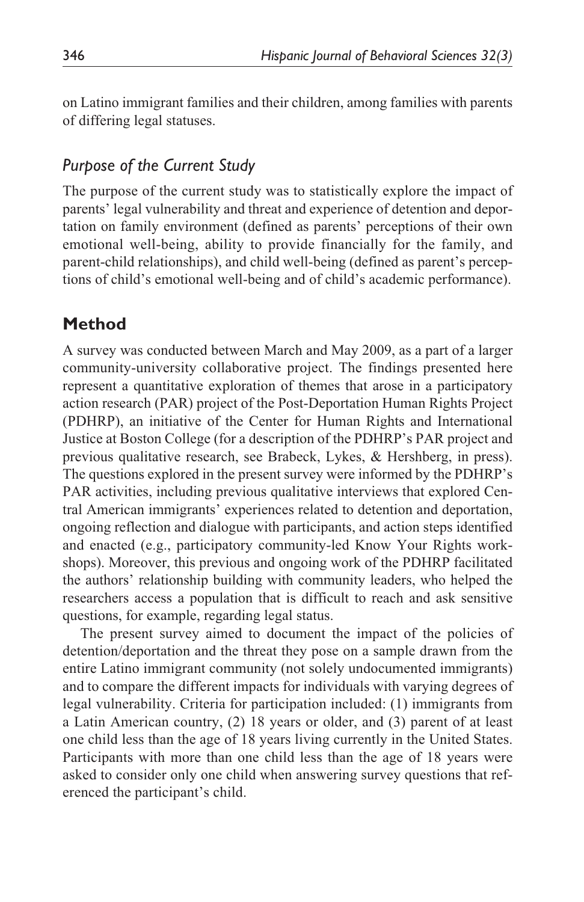on Latino immigrant families and their children, among families with parents of differing legal statuses.

### *Purpose of the Current Study*

The purpose of the current study was to statistically explore the impact of parents' legal vulnerability and threat and experience of detention and deportation on family environment (defined as parents' perceptions of their own emotional well-being, ability to provide financially for the family, and parent-child relationships), and child well-being (defined as parent's perceptions of child's emotional well-being and of child's academic performance).

## Method

A survey was conducted between March and May 2009, as a part of a larger community-university collaborative project. The findings presented here represent a quantitative exploration of themes that arose in a participatory action research (PAR) project of the Post-Deportation Human Rights Project (PDHRP), an initiative of the Center for Human Rights and International Justice at Boston College (for a description of the PDHRP's PAR project and previous qualitative research, see Brabeck, Lykes, & Hershberg, in press). The questions explored in the present survey were informed by the PDHRP's PAR activities, including previous qualitative interviews that explored Central American immigrants' experiences related to detention and deportation, ongoing reflection and dialogue with participants, and action steps identified and enacted (e.g., participatory community-led Know Your Rights workshops). Moreover, this previous and ongoing work of the PDHRP facilitated the authors' relationship building with community leaders, who helped the researchers access a population that is difficult to reach and ask sensitive questions, for example, regarding legal status.

The present survey aimed to document the impact of the policies of detention/deportation and the threat they pose on a sample drawn from the entire Latino immigrant community (not solely undocumented immigrants) and to compare the different impacts for individuals with varying degrees of legal vulnerability. Criteria for participation included: (1) immigrants from a Latin American country, (2) 18 years or older, and (3) parent of at least one child less than the age of 18 years living currently in the United States. Participants with more than one child less than the age of 18 years were asked to consider only one child when answering survey questions that referenced the participant's child.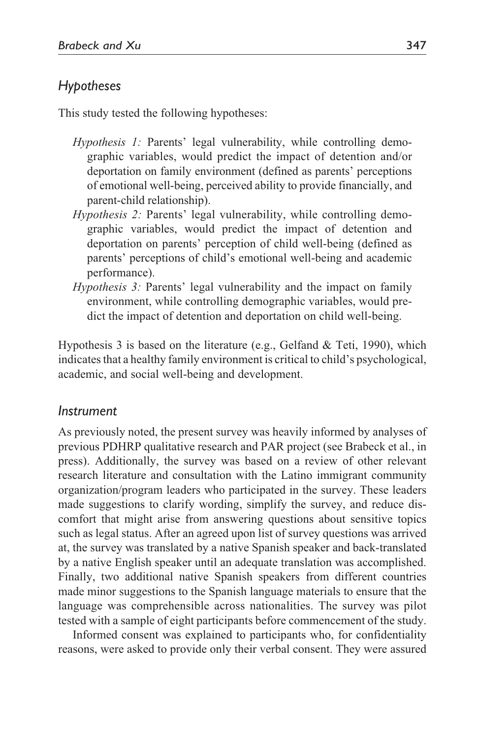## *Hypotheses*

This study tested the following hypotheses:

- *Hypothesis 1:* Parents' legal vulnerability, while controlling demographic variables, would predict the impact of detention and/or deportation on family environment (defined as parents' perceptions of emotional well-being, perceived ability to provide financially, and parent-child relationship).
- *Hypothesis 2:* Parents' legal vulnerability, while controlling demographic variables, would predict the impact of detention and deportation on parents' perception of child well-being (defined as parents' perceptions of child's emotional well-being and academic performance).
- *Hypothesis 3:* Parents' legal vulnerability and the impact on family environment, while controlling demographic variables, would predict the impact of detention and deportation on child well-being.

Hypothesis 3 is based on the literature (e.g., Gelfand & Teti, 1990), which indicates that a healthy family environment is critical to child's psychological, academic, and social well-being and development.

## *Instrument*

As previously noted, the present survey was heavily informed by analyses of previous PDHRP qualitative research and PAR project (see Brabeck et al., in press). Additionally, the survey was based on a review of other relevant research literature and consultation with the Latino immigrant community organization/program leaders who participated in the survey. These leaders made suggestions to clarify wording, simplify the survey, and reduce discomfort that might arise from answering questions about sensitive topics such as legal status. After an agreed upon list of survey questions was arrived at, the survey was translated by a native Spanish speaker and back-translated by a native English speaker until an adequate translation was accomplished. Finally, two additional native Spanish speakers from different countries made minor suggestions to the Spanish language materials to ensure that the language was comprehensible across nationalities. The survey was pilot tested with a sample of eight participants before commencement of the study.

Informed consent was explained to participants who, for confidentiality reasons, were asked to provide only their verbal consent. They were assured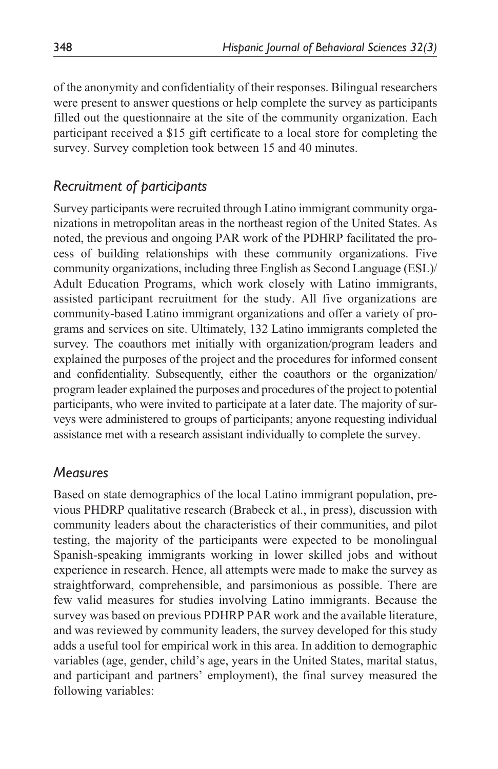of the anonymity and confidentiality of their responses. Bilingual researchers were present to answer questions or help complete the survey as participants filled out the questionnaire at the site of the community organization. Each participant received a $15 gift certificate to a local store for completing the survey. Survey completion took between 15 and 40 minutes.

## *Recruitment of participants*

Survey participants were recruited through Latino immigrant community organizations in metropolitan areas in the northeast region of the United States. As noted, the previous and ongoing PAR work of the PDHRP facilitated the process of building relationships with these community organizations. Five community organizations, including three English as Second Language (ESL)/Adult Education Programs, which work closely with Latino immigrants, assisted participant recruitment for the study. All five organizations are community-based Latino immigrant organizations and offer a variety of programs and services on site. Ultimately, 132 Latino immigrants completed the survey. The coauthors met initially with organization/program leaders and explained the purposes of the project and the procedures for informed consent and confidentiality. Subsequently, either the coauthors or the organization/program leader explained the purposes and procedures of the project to potential participants, who were invited to participate at a later date. The majority of surveys were administered to groups of participants; anyone requesting individual assistance met with a research assistant individually to complete the survey.

## *Measures*

Based on state demographics of the local Latino immigrant population, previous PHDRP qualitative research (Brabeck et al., in press), discussion with community leaders about the characteristics of their communities, and pilot testing, the majority of the participants were expected to be monolingual Spanish-speaking immigrants working in lower skilled jobs and without experience in research. Hence, all attempts were made to make the survey as straightforward, comprehensible, and parsimonious as possible. There are few valid measures for studies involving Latino immigrants. Because the survey was based on previous PDHRP PAR work and the available literature, and was reviewed by community leaders, the survey developed for this study adds a useful tool for empirical work in this area. In addition to demographic variables (age, gender, child's age, years in the United States, marital status, and participant and partners' employment), the final survey measured the following variables: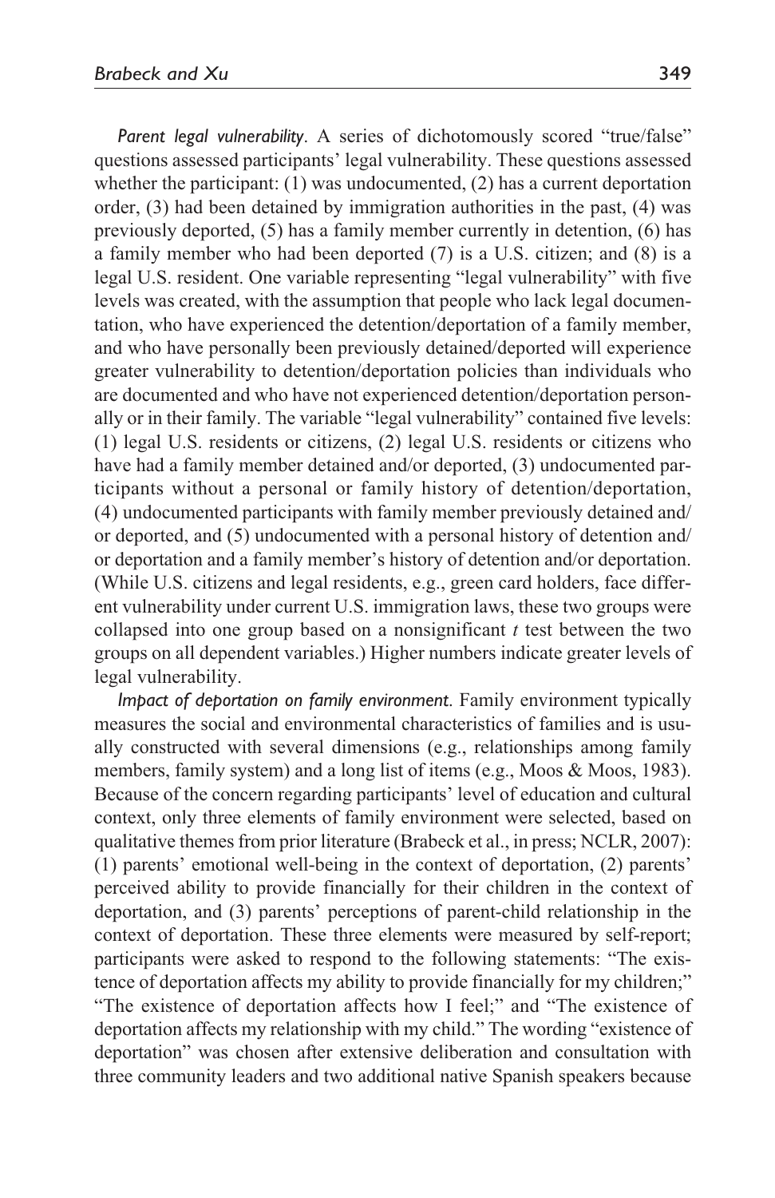*Parent legal vulnerability*. A series of dichotomously scored "true/false" questions assessed participants' legal vulnerability. These questions assessed whether the participant: (1) was undocumented, (2) has a current deportation order, (3) had been detained by immigration authorities in the past, (4) was previously deported, (5) has a family member currently in detention, (6) has a family member who had been deported (7) is a U.S. citizen; and (8) is a legal U.S. resident. One variable representing "legal vulnerability" with five levels was created, with the assumption that people who lack legal documentation, who have experienced the detention/deportation of a family member, and who have personally been previously detained/deported will experience greater vulnerability to detention/deportation policies than individuals who are documented and who have not experienced detention/deportation personally or in their family. The variable "legal vulnerability" contained five levels: (1) legal U.S. residents or citizens, (2) legal U.S. residents or citizens who have had a family member detained and/or deported, (3) undocumented participants without a personal or family history of detention/deportation, (4) undocumented participants with family member previously detained and/or deported, and (5) undocumented with a personal history of detention and/or deportation and a family member's history of detention and/or deportation. (While U.S. citizens and legal residents, e.g., green card holders, face different vulnerability under current U.S. immigration laws, these two groups were collapsed into one group based on a nonsignificant *t* test between the two groups on all dependent variables.) Higher numbers indicate greater levels of legal vulnerability.

*Impact of deportation on family environment*. Family environment typically measures the social and environmental characteristics of families and is usually constructed with several dimensions (e.g., relationships among family members, family system) and a long list of items (e.g., Moos & Moos, 1983). Because of the concern regarding participants' level of education and cultural context, only three elements of family environment were selected, based on qualitative themes from prior literature (Brabeck et al., in press; NCLR, 2007): (1) parents' emotional well-being in the context of deportation, (2) parents' perceived ability to provide financially for their children in the context of deportation, and (3) parents' perceptions of parent-child relationship in the context of deportation. These three elements were measured by self-report; participants were asked to respond to the following statements: "The existence of deportation affects my ability to provide financially for my children;" "The existence of deportation affects how I feel;" and "The existence of deportation affects my relationship with my child." The wording "existence of deportation" was chosen after extensive deliberation and consultation with three community leaders and two additional native Spanish speakers because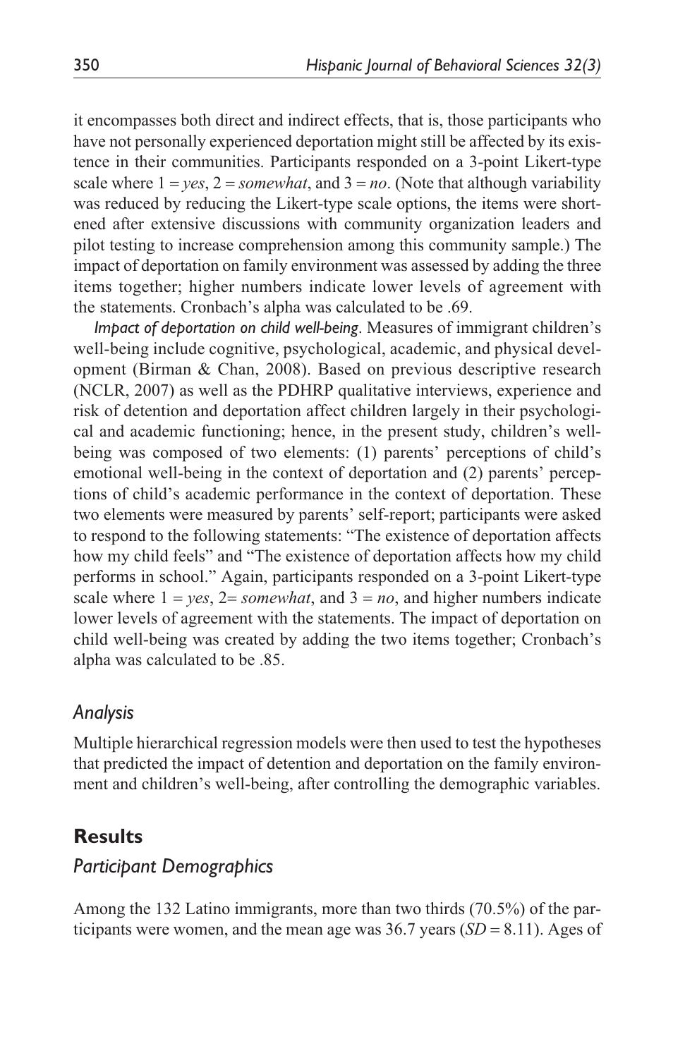it encompasses both direct and indirect effects, that is, those participants who have not personally experienced deportation might still be affected by its existence in their communities. Participants responded on a 3-point Likert-type scale where 1 = *yes*, 2 = *somewhat*, and 3 = *no*. (Note that although variability was reduced by reducing the Likert-type scale options, the items were shortened after extensive discussions with community organization leaders and pilot testing to increase comprehension among this community sample.) The impact of deportation on family environment was assessed by adding the three items together; higher numbers indicate lower levels of agreement with the statements. Cronbach's alpha was calculated to be .69.

*Impact of deportation on child well-being*. Measures of immigrant children's well-being include cognitive, psychological, academic, and physical development (Birman & Chan, 2008). Based on previous descriptive research (NCLR, 2007) as well as the PDHRP qualitative interviews, experience and risk of detention and deportation affect children largely in their psychological and academic functioning; hence, in the present study, children's well-being was composed of two elements: (1) parents' perceptions of child's emotional well-being in the context of deportation and (2) parents' perceptions of child's academic performance in the context of deportation. These two elements were measured by parents' self-report; participants were asked to respond to the following statements: "The existence of deportation affects how my child feels" and "The existence of deportation affects how my child performs in school." Again, participants responded on a 3-point Likert-type scale where 1 = *yes*, 2= *somewhat*, and 3 = *no*, and higher numbers indicate lower levels of agreement with the statements. The impact of deportation on child well-being was created by adding the two items together; Cronbach's alpha was calculated to be .85.

### *Analysis*

Multiple hierarchical regression models were then used to test the hypotheses that predicted the impact of detention and deportation on the family environment and children's well-being, after controlling the demographic variables.

## **Results**

### *Participant Demographics*

Among the 132 Latino immigrants, more than two thirds (70.5%) of the participants were women, and the mean age was 36.7 years ($SD$ = 8.11). Ages of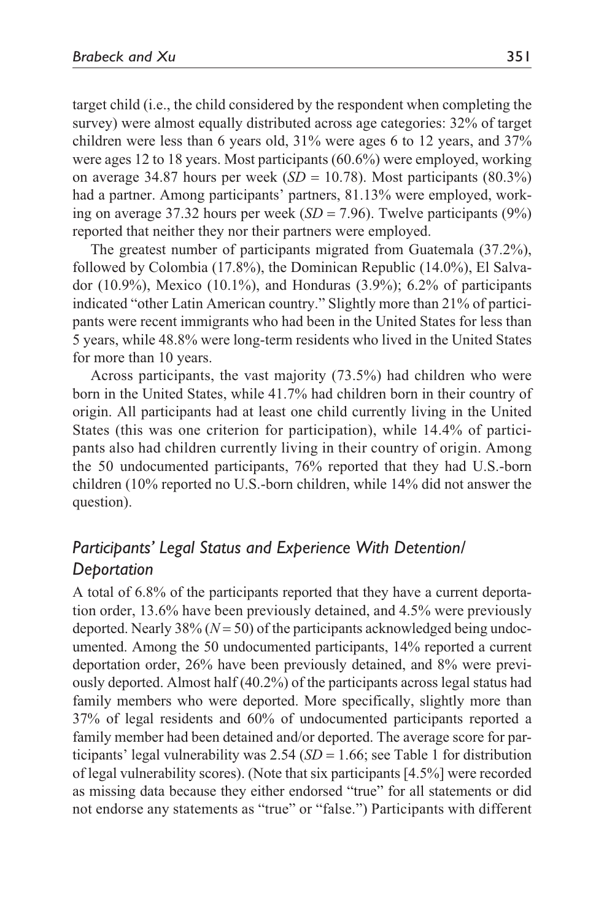target child (i.e., the child considered by the respondent when completing the survey) were almost equally distributed across age categories: 32% of target children were less than 6 years old, 31% were ages 6 to 12 years, and 37% were ages 12 to 18 years. Most participants (60.6%) were employed, working on average 34.87 hours per week (*SD* = 10.78). Most participants (80.3%) had a partner. Among participants' partners, 81.13% were employed, working on average 37.32 hours per week (*SD* = 7.96). Twelve participants (9%) reported that neither they nor their partners were employed.

The greatest number of participants migrated from Guatemala (37.2%), followed by Colombia (17.8%), the Dominican Republic (14.0%), El Salvador (10.9%), Mexico (10.1%), and Honduras (3.9%); 6.2% of participants indicated "other Latin American country." Slightly more than 21% of participants were recent immigrants who had been in the United States for less than 5 years, while 48.8% were long-term residents who lived in the United States for more than 10 years.

Across participants, the vast majority (73.5%) had children who were born in the United States, while 41.7% had children born in their country of origin. All participants had at least one child currently living in the United States (this was one criterion for participation), while 14.4% of participants also had children currently living in their country of origin. Among the 50 undocumented participants, 76% reported that they had U.S.-born children (10% reported no U.S.-born children, while 14% did not answer the question).

## *Participants' Legal Status and Experience With Detention/Deportation*

A total of 6.8% of the participants reported that they have a current deportation order, 13.6% have been previously detained, and 4.5% were previously deported. Nearly 38% ($N = 50$) of the participants acknowledged being undocumented. Among the 50 undocumented participants, 14% reported a current deportation order, 26% have been previously detained, and 8% were previously deported. Almost half (40.2%) of the participants across legal status had family members who were deported. More specifically, slightly more than 37% of legal residents and 60% of undocumented participants reported a family member had been detained and/or deported. The average score for participants' legal vulnerability was 2.54 (*SD* = 1.66; see Table 1 for distribution of legal vulnerability scores). (Note that six participants [4.5%] were recorded as missing data because they either endorsed "true" for all statements or did not endorse any statements as "true" or "false.") Participants with different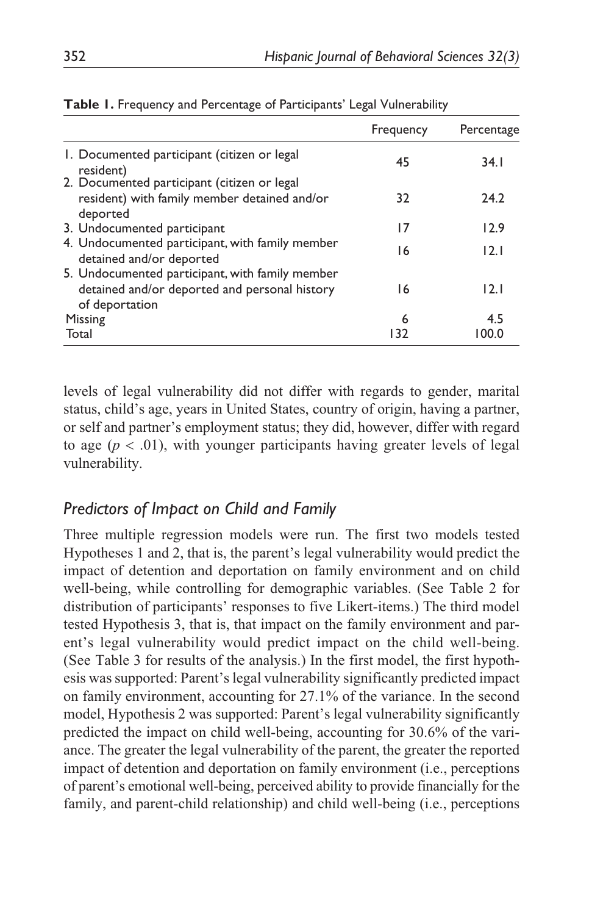**Table 1.** Frequency and Percentage of Participants' Legal Vulnerability

| | Frequency | Percentage |
|---|---|---|
| 1. Documented participant (citizen or legal resident) | 45 | 34.1 |
| 2. Documented participant (citizen or legal resident) with family member detained and/or deported | 32 | 24.2 |
| 3. Undocumented participant | 17 | 12.9 |
| 4. Undocumented participant, with family member detained and/or deported | 16 | 12.1 |
| 5. Undocumented participant, with family member detained and/or deported and personal history of deportation | 16 | 12.1 |
| Missing | 6 | 4.5 |
| Total | 132 | 100.0 |

levels of legal vulnerability did not differ with regards to gender, marital status, child's age, years in United States, country of origin, having a partner, or self and partner's employment status; they did, however, differ with regard to age ($p < .01$), with younger participants having greater levels of legal vulnerability.

## *Predictors of Impact on Child and Family*

Three multiple regression models were run. The first two models tested Hypotheses 1 and 2, that is, the parent's legal vulnerability would predict the impact of detention and deportation on family environment and on child well-being, while controlling for demographic variables. (See Table 2 for distribution of participants' responses to five Likert-items.) The third model tested Hypothesis 3, that is, that impact on the family environment and parent's legal vulnerability would predict impact on the child well-being. (See Table 3 for results of the analysis.) In the first model, the first hypothesis was supported: Parent's legal vulnerability significantly predicted impact on family environment, accounting for 27.1% of the variance. In the second model, Hypothesis 2 was supported: Parent's legal vulnerability significantly predicted the impact on child well-being, accounting for 30.6% of the variance. The greater the legal vulnerability of the parent, the greater the reported impact of detention and deportation on family environment (i.e., perceptions of parent's emotional well-being, perceived ability to provide financially for the family, and parent-child relationship) and child well-being (i.e., perceptions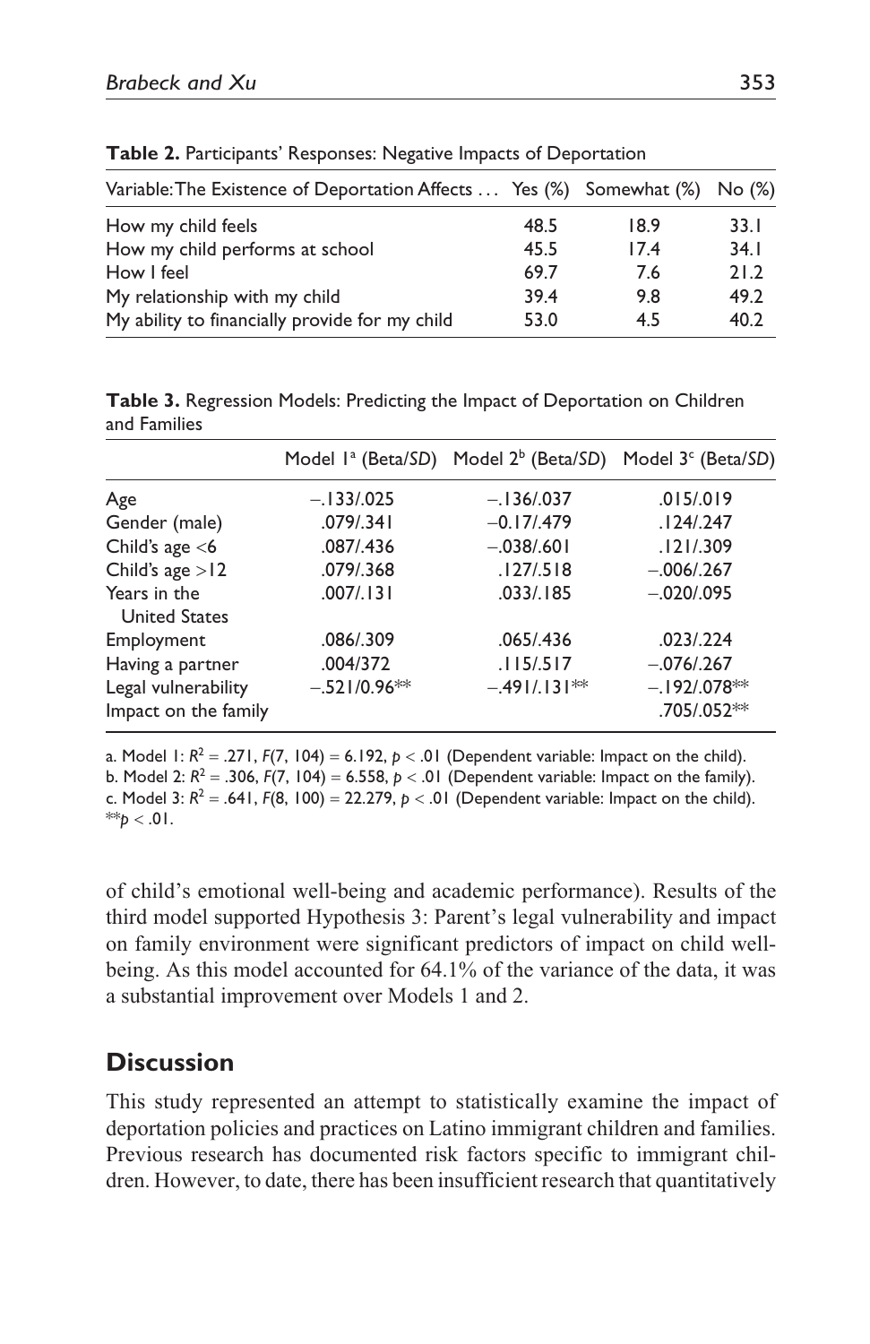**Table 2.** Participants' Responses: Negative Impacts of Deportation

| Variable: The Existence of Deportation Affects ... | Yes (%) | Somewhat (%) | No (%) |
|---|---|---|---|
| How my child feels | 48.5 | 18.9 | 33.1 |
| How my child performs at school | 45.5 | 17.4 | 34.1 |
| How I feel | 69.7 | 7.6 | 21.2 |
| My relationship with my child | 39.4 | 9.8 | 49.2 |
| My ability to financially provide for my child | 53.0 | 4.5 | 40.2 |

**Table 3.** Regression Models: Predicting the Impact of Deportation on Children and Families

| | Model 1[a] (Beta/*SD*) | Model 2[b] (Beta/*SD*) | Model 3[c] (Beta/*SD*) |
|---|---|---|---|
| Age | −.133/.025 | −.136/.037 | .015/.019 |
| Gender (male) | .079/.341 | −0.17/.479 | .124/.247 |
| Child's age <6 | .087/.436 | −.038/.601 | .121/.309 |
| Child's age >12 | .079/.368 | .127/.518 | −.006/.267 |
| Years in the United States | .007/.131 | .033/.185 | −.020/.095 |
| Employment | .086/.309 | .065/.436 | .023/.224 |
| Having a partner | .004/372 | .115/.517 | −.076/.267 |
| Legal vulnerability | −.521/0.96** | −.491/.131** | −.192/.078** |
| Impact on the family | | | .705/.052** |

a. Model 1: $R^2 = .271$, $F(7, 104) = 6.192$, $p < .01$ (Dependent variable: Impact on the child).
b. Model 2: $R^2 = .306$, $F(7, 104) = 6.558$, $p < .01$ (Dependent variable: Impact on the family).
c. Model 3: $R^2 = .641$, $F(8, 100) = 22.279$, $p < .01$ (Dependent variable: Impact on the child).
$^{**}p < .01$.

of child's emotional well-being and academic performance). Results of the third model supported Hypothesis 3: Parent's legal vulnerability and impact on family environment were significant predictors of impact on child well-being. As this model accounted for 64.1% of the variance of the data, it was a substantial improvement over Models 1 and 2.

## Discussion

This study represented an attempt to statistically examine the impact of deportation policies and practices on Latino immigrant children and families. Previous research has documented risk factors specific to immigrant children. However, to date, there has been insufficient research that quantitatively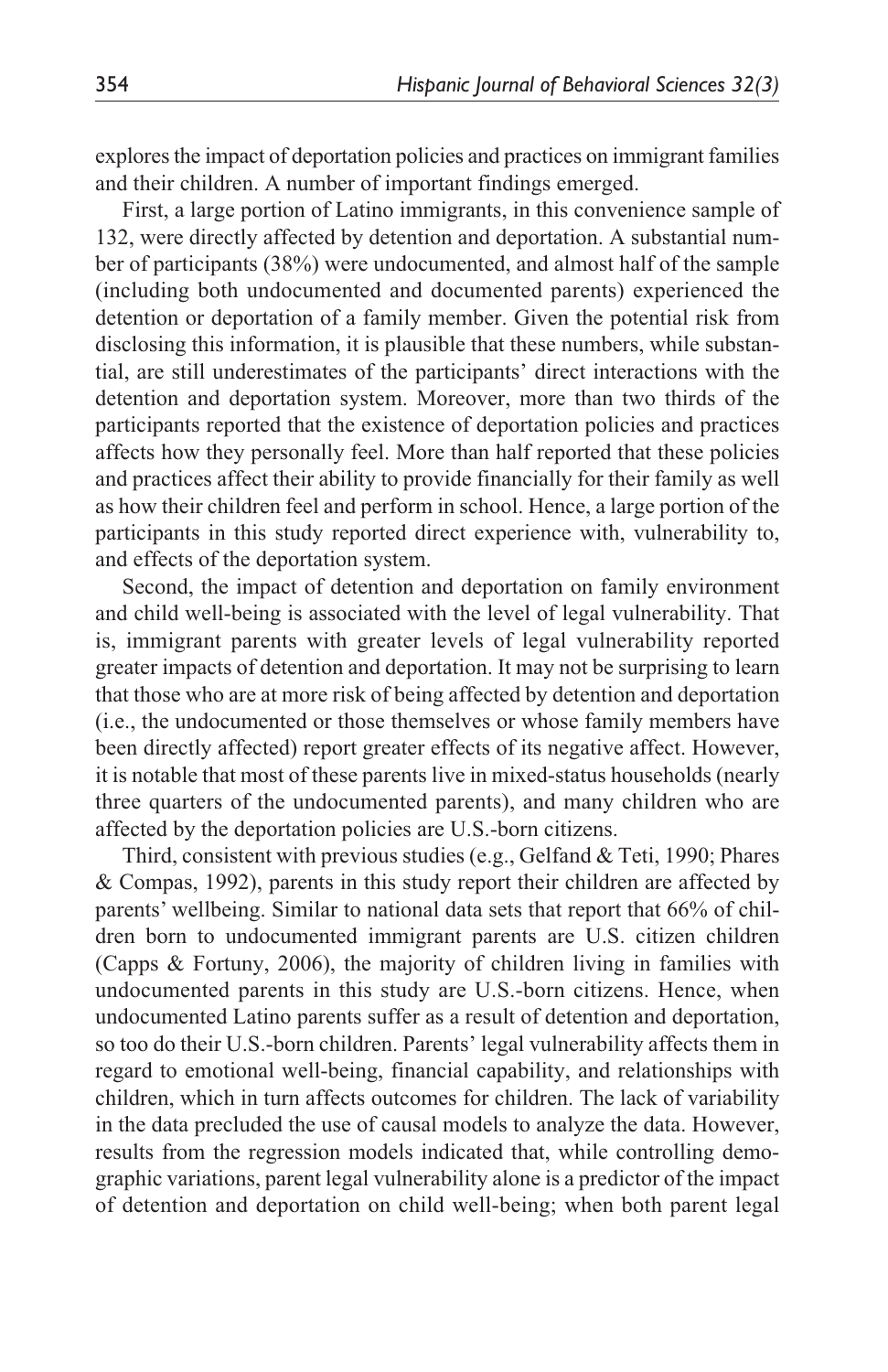explores the impact of deportation policies and practices on immigrant families and their children. A number of important findings emerged.

First, a large portion of Latino immigrants, in this convenience sample of 132, were directly affected by detention and deportation. A substantial number of participants (38%) were undocumented, and almost half of the sample (including both undocumented and documented parents) experienced the detention or deportation of a family member. Given the potential risk from disclosing this information, it is plausible that these numbers, while substantial, are still underestimates of the participants' direct interactions with the detention and deportation system. Moreover, more than two thirds of the participants reported that the existence of deportation policies and practices affects how they personally feel. More than half reported that these policies and practices affect their ability to provide financially for their family as well as how their children feel and perform in school. Hence, a large portion of the participants in this study reported direct experience with, vulnerability to, and effects of the deportation system.

Second, the impact of detention and deportation on family environment and child well-being is associated with the level of legal vulnerability. That is, immigrant parents with greater levels of legal vulnerability reported greater impacts of detention and deportation. It may not be surprising to learn that those who are at more risk of being affected by detention and deportation (i.e., the undocumented or those themselves or whose family members have been directly affected) report greater effects of its negative affect. However, it is notable that most of these parents live in mixed-status households (nearly three quarters of the undocumented parents), and many children who are affected by the deportation policies are U.S.-born citizens.

Third, consistent with previous studies (e.g., Gelfand & Teti, 1990; Phares & Compas, 1992), parents in this study report their children are affected by parents' wellbeing. Similar to national data sets that report that 66% of children born to undocumented immigrant parents are U.S. citizen children (Capps & Fortuny, 2006), the majority of children living in families with undocumented parents in this study are U.S.-born citizens. Hence, when undocumented Latino parents suffer as a result of detention and deportation, so too do their U.S.-born children. Parents' legal vulnerability affects them in regard to emotional well-being, financial capability, and relationships with children, which in turn affects outcomes for children. The lack of variability in the data precluded the use of causal models to analyze the data. However, results from the regression models indicated that, while controlling demographic variations, parent legal vulnerability alone is a predictor of the impact of detention and deportation on child well-being; when both parent legal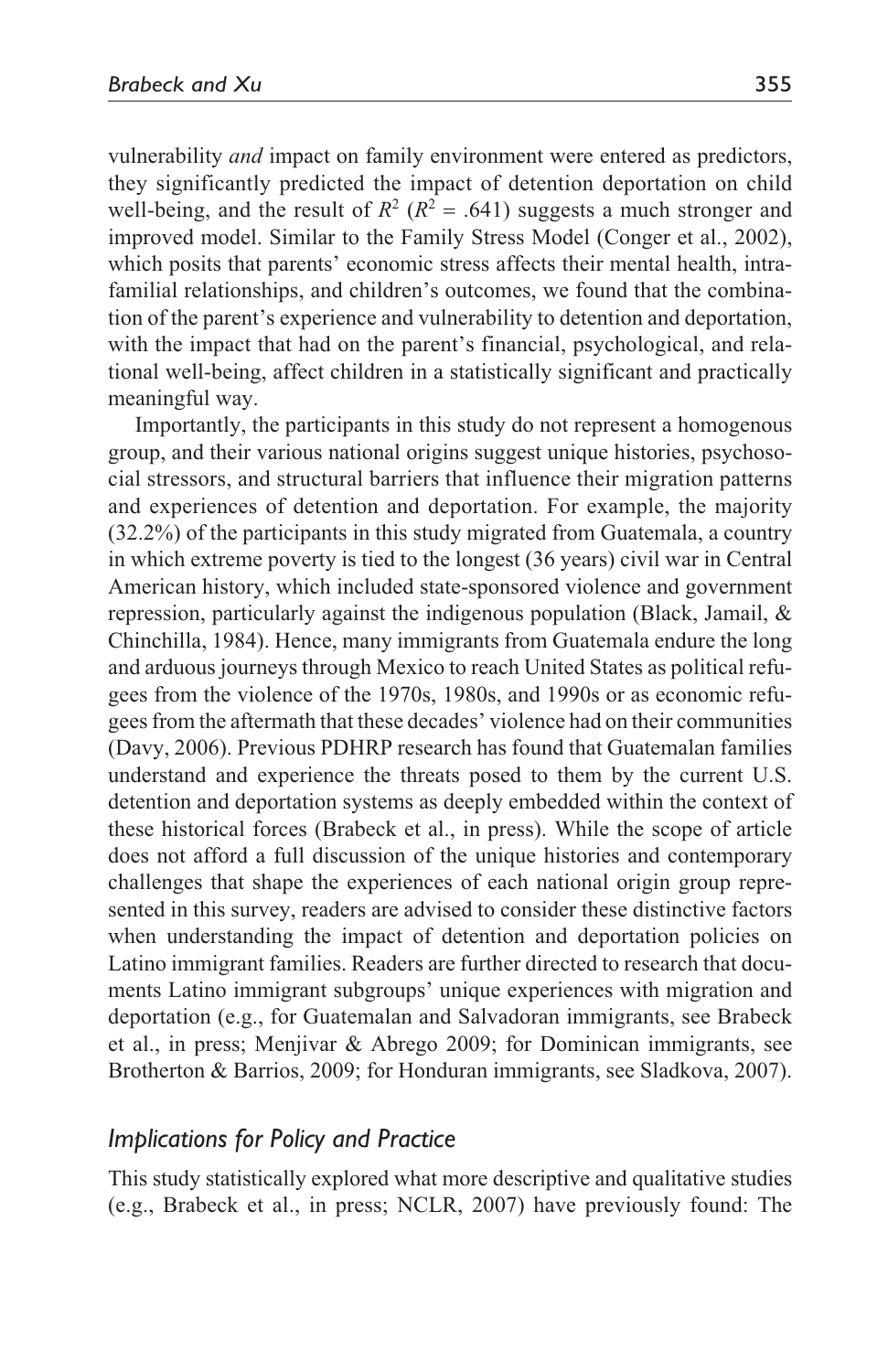vulnerability *and* impact on family environment were entered as predictors, they significantly predicted the impact of detention deportation on child well-being, and the result of $R^2$ ($R^2 = .641$) suggests a much stronger and improved model. Similar to the Family Stress Model (Conger et al., 2002), which posits that parents' economic stress affects their mental health, intrafamilial relationships, and children's outcomes, we found that the combination of the parent's experience and vulnerability to detention and deportation, with the impact that had on the parent's financial, psychological, and relational well-being, affect children in a statistically significant and practically meaningful way.

Importantly, the participants in this study do not represent a homogenous group, and their various national origins suggest unique histories, psychosocial stressors, and structural barriers that influence their migration patterns and experiences of detention and deportation. For example, the majority (32.2%) of the participants in this study migrated from Guatemala, a country in which extreme poverty is tied to the longest (36 years) civil war in Central American history, which included state-sponsored violence and government repression, particularly against the indigenous population (Black, Jamail, & Chinchilla, 1984). Hence, many immigrants from Guatemala endure the long and arduous journeys through Mexico to reach United States as political refugees from the violence of the 1970s, 1980s, and 1990s or as economic refugees from the aftermath that these decades' violence had on their communities (Davy, 2006). Previous PDHRP research has found that Guatemalan families understand and experience the threats posed to them by the current U.S. detention and deportation systems as deeply embedded within the context of these historical forces (Brabeck et al., in press). While the scope of article does not afford a full discussion of the unique histories and contemporary challenges that shape the experiences of each national origin group represented in this survey, readers are advised to consider these distinctive factors when understanding the impact of detention and deportation policies on Latino immigrant families. Readers are further directed to research that documents Latino immigrant subgroups' unique experiences with migration and deportation (e.g., for Guatemalan and Salvadoran immigrants, see Brabeck et al., in press; Menjivar & Abrego 2009; for Dominican immigrants, see Brotherton & Barrios, 2009; for Honduran immigrants, see Sladkova, 2007).

## *Implications for Policy and Practice*

This study statistically explored what more descriptive and qualitative studies (e.g., Brabeck et al., in press; NCLR, 2007) have previously found: The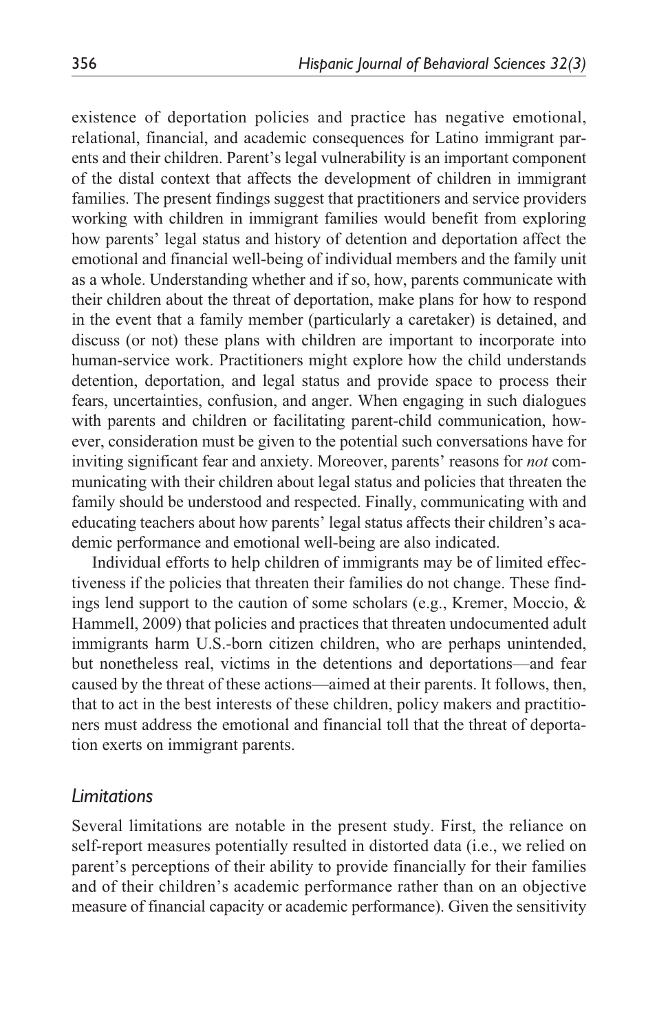existence of deportation policies and practice has negative emotional, relational, financial, and academic consequences for Latino immigrant parents and their children. Parent's legal vulnerability is an important component of the distal context that affects the development of children in immigrant families. The present findings suggest that practitioners and service providers working with children in immigrant families would benefit from exploring how parents' legal status and history of detention and deportation affect the emotional and financial well-being of individual members and the family unit as a whole. Understanding whether and if so, how, parents communicate with their children about the threat of deportation, make plans for how to respond in the event that a family member (particularly a caretaker) is detained, and discuss (or not) these plans with children are important to incorporate into human-service work. Practitioners might explore how the child understands detention, deportation, and legal status and provide space to process their fears, uncertainties, confusion, and anger. When engaging in such dialogues with parents and children or facilitating parent-child communication, however, consideration must be given to the potential such conversations have for inviting significant fear and anxiety. Moreover, parents' reasons for *not* communicating with their children about legal status and policies that threaten the family should be understood and respected. Finally, communicating with and educating teachers about how parents' legal status affects their children's academic performance and emotional well-being are also indicated.

Individual efforts to help children of immigrants may be of limited effectiveness if the policies that threaten their families do not change. These findings lend support to the caution of some scholars (e.g., Kremer, Moccio, & Hammell, 2009) that policies and practices that threaten undocumented adult immigrants harm U.S.-born citizen children, who are perhaps unintended, but nonetheless real, victims in the detentions and deportations—and fear caused by the threat of these actions—aimed at their parents. It follows, then, that to act in the best interests of these children, policy makers and practitioners must address the emotional and financial toll that the threat of deportation exerts on immigrant parents.

### *Limitations*

Several limitations are notable in the present study. First, the reliance on self-report measures potentially resulted in distorted data (i.e., we relied on parent's perceptions of their ability to provide financially for their families and of their children's academic performance rather than on an objective measure of financial capacity or academic performance). Given the sensitivity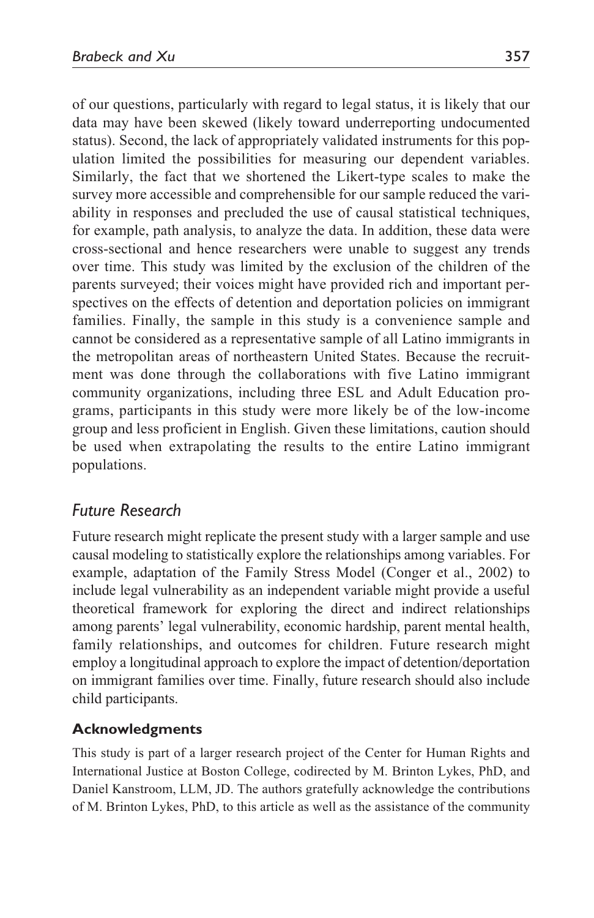of our questions, particularly with regard to legal status, it is likely that our data may have been skewed (likely toward underreporting undocumented status). Second, the lack of appropriately validated instruments for this population limited the possibilities for measuring our dependent variables. Similarly, the fact that we shortened the Likert-type scales to make the survey more accessible and comprehensible for our sample reduced the variability in responses and precluded the use of causal statistical techniques, for example, path analysis, to analyze the data. In addition, these data were cross-sectional and hence researchers were unable to suggest any trends over time. This study was limited by the exclusion of the children of the parents surveyed; their voices might have provided rich and important perspectives on the effects of detention and deportation policies on immigrant families. Finally, the sample in this study is a convenience sample and cannot be considered as a representative sample of all Latino immigrants in the metropolitan areas of northeastern United States. Because the recruitment was done through the collaborations with five Latino immigrant community organizations, including three ESL and Adult Education programs, participants in this study were more likely be of the low-income group and less proficient in English. Given these limitations, caution should be used when extrapolating the results to the entire Latino immigrant populations.

## *Future Research*

Future research might replicate the present study with a larger sample and use causal modeling to statistically explore the relationships among variables. For example, adaptation of the Family Stress Model (Conger et al., 2002) to include legal vulnerability as an independent variable might provide a useful theoretical framework for exploring the direct and indirect relationships among parents' legal vulnerability, economic hardship, parent mental health, family relationships, and outcomes for children. Future research might employ a longitudinal approach to explore the impact of detention/deportation on immigrant families over time. Finally, future research should also include child participants.

### Acknowledgments

This study is part of a larger research project of the Center for Human Rights and International Justice at Boston College, codirected by M. Brinton Lykes, PhD, and Daniel Kanstroom, LLM, JD. The authors gratefully acknowledge the contributions of M. Brinton Lykes, PhD, to this article as well as the assistance of the community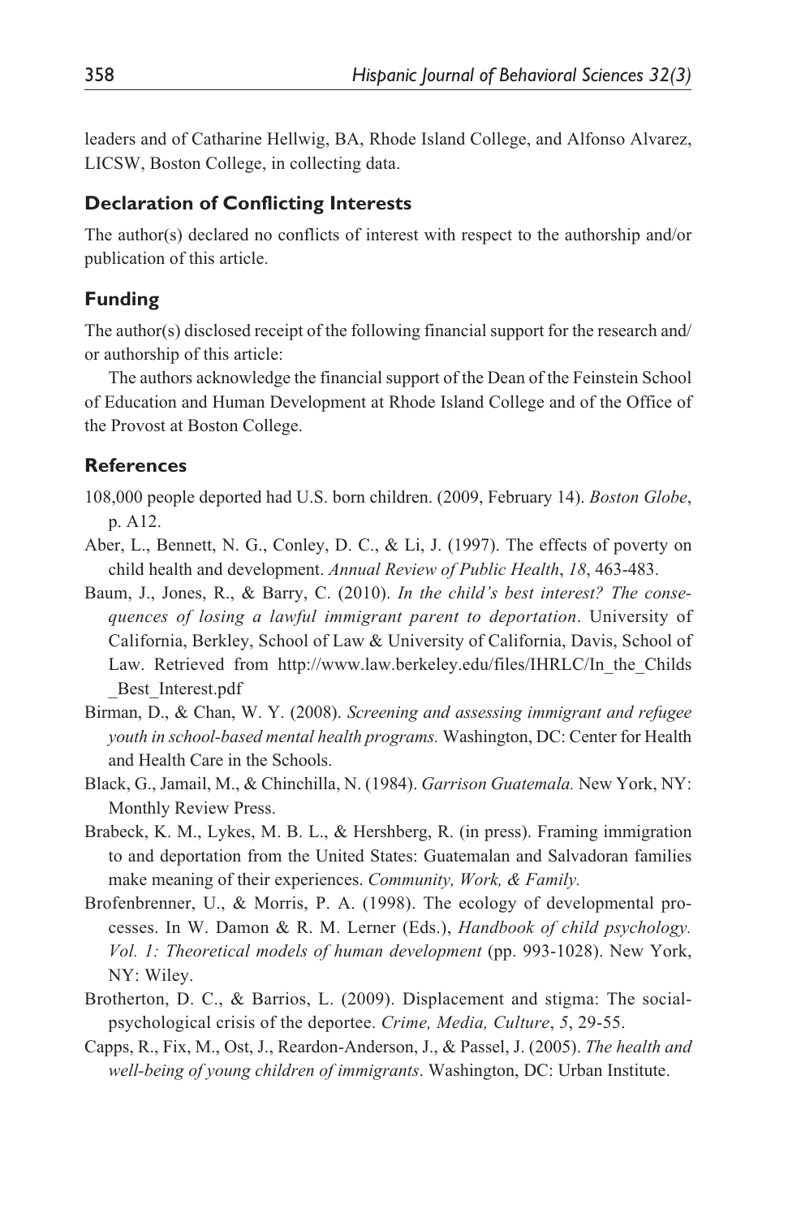leaders and of Catharine Hellwig, BA, Rhode Island College, and Alfonso Alvarez, LICSW, Boston College, in collecting data.

### Declaration of Conflicting Interests

The author(s) declared no conflicts of interest with respect to the authorship and/or publication of this article.

### Funding

The author(s) disclosed receipt of the following financial support for the research and/or authorship of this article:

The authors acknowledge the financial support of the Dean of the Feinstein School of Education and Human Development at Rhode Island College and of the Office of the Provost at Boston College.

### References

108,000 people deported had U.S. born children. (2009, February 14). *Boston Globe*, p. A12.

Aber, L., Bennett, N. G., Conley, D. C., & Li, J. (1997). The effects of poverty on child health and development. *Annual Review of Public Health*, *18*, 463-483.

Baum, J., Jones, R., & Barry, C. (2010). *In the child's best interest? The consequences of losing a lawful immigrant parent to deportation*. University of California, Berkley, School of Law & University of California, Davis, School of Law. Retrieved from http://www.law.berkeley.edu/files/IHRLC/In_the_Childs_Best_Interest.pdf

Birman, D., & Chan, W. Y. (2008). *Screening and assessing immigrant and refugee youth in school-based mental health programs.* Washington, DC: Center for Health and Health Care in the Schools.

Black, G., Jamail, M., & Chinchilla, N. (1984). *Garrison Guatemala.* New York, NY: Monthly Review Press.

Brabeck, K. M., Lykes, M. B. L., & Hershberg, R. (in press). Framing immigration to and deportation from the United States: Guatemalan and Salvadoran families make meaning of their experiences. *Community, Work, & Family.*

Brofenbrenner, U., & Morris, P. A. (1998). The ecology of developmental processes. In W. Damon & R. M. Lerner (Eds.), *Handbook of child psychology. Vol. 1: Theoretical models of human development* (pp. 993-1028). New York, NY: Wiley.

Brotherton, D. C., & Barrios, L. (2009). Displacement and stigma: The social-psychological crisis of the deportee. *Crime, Media, Culture*, *5*, 29-55.

Capps, R., Fix, M., Ost, J., Reardon-Anderson, J., & Passel, J. (2005). *The health and well-being of young children of immigrants*. Washington, DC: Urban Institute.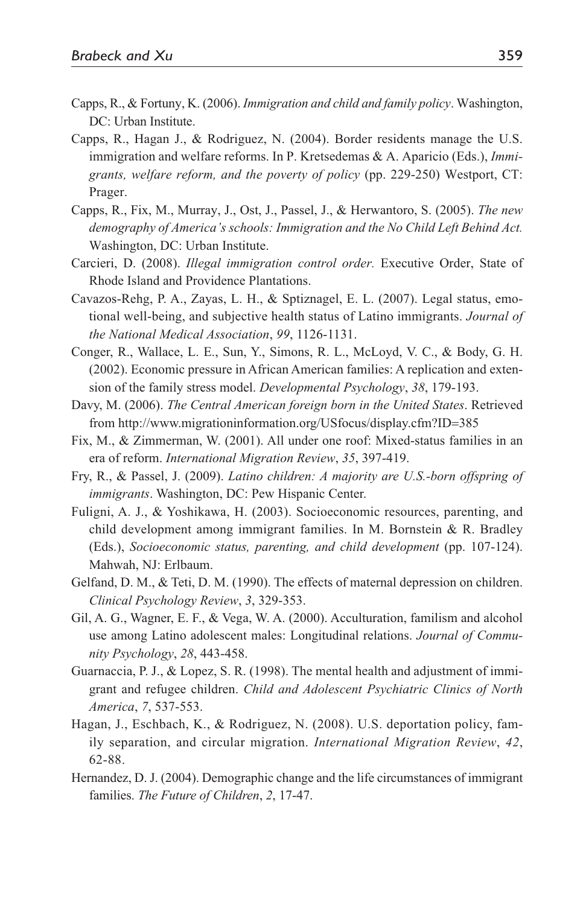Capps, R., & Fortuny, K. (2006). *Immigration and child and family policy*. Washington, DC: Urban Institute.

Capps, R., Hagan J., & Rodriguez, N. (2004). Border residents manage the U.S. immigration and welfare reforms. In P. Kretsedemas & A. Aparicio (Eds.), *Immigrants, welfare reform, and the poverty of policy* (pp. 229-250) Westport, CT: Prager.

Capps, R., Fix, M., Murray, J., Ost, J., Passel, J., & Herwantoro, S. (2005). *The new demography of America's schools: Immigration and the No Child Left Behind Act.* Washington, DC: Urban Institute.

Carcieri, D. (2008). *Illegal immigration control order.* Executive Order, State of Rhode Island and Providence Plantations.

Cavazos-Rehg, P. A., Zayas, L. H., & Sptiznagel, E. L. (2007). Legal status, emotional well-being, and subjective health status of Latino immigrants. *Journal of the National Medical Association*, *99*, 1126-1131.

Conger, R., Wallace, L. E., Sun, Y., Simons, R. L., McLoyd, V. C., & Body, G. H. (2002). Economic pressure in African American families: A replication and extension of the family stress model. *Developmental Psychology*, *38*, 179-193.

Davy, M. (2006). *The Central American foreign born in the United States*. Retrieved from http://www.migrationinformation.org/USfocus/display.cfm?ID=385

Fix, M., & Zimmerman, W. (2001). All under one roof: Mixed-status families in an era of reform. *International Migration Review*, *35*, 397-419.

Fry, R., & Passel, J. (2009). *Latino children: A majority are U.S.-born offspring of immigrants*. Washington, DC: Pew Hispanic Center.

Fuligni, A. J., & Yoshikawa, H. (2003). Socioeconomic resources, parenting, and child development among immigrant families. In M. Bornstein & R. Bradley (Eds.), *Socioeconomic status, parenting, and child development* (pp. 107-124). Mahwah, NJ: Erlbaum.

Gelfand, D. M., & Teti, D. M. (1990). The effects of maternal depression on children. *Clinical Psychology Review*, *3*, 329-353.

Gil, A. G., Wagner, E. F., & Vega, W. A. (2000). Acculturation, familism and alcohol use among Latino adolescent males: Longitudinal relations. *Journal of Community Psychology*, *28*, 443-458.

Guarnaccia, P. J., & Lopez, S. R. (1998). The mental health and adjustment of immigrant and refugee children. *Child and Adolescent Psychiatric Clinics of North America*, *7*, 537-553.

Hagan, J., Eschbach, K., & Rodriguez, N. (2008). U.S. deportation policy, family separation, and circular migration. *International Migration Review*, *42*, 62-88.

Hernandez, D. J. (2004). Demographic change and the life circumstances of immigrant families. *The Future of Children*, *2*, 17-47.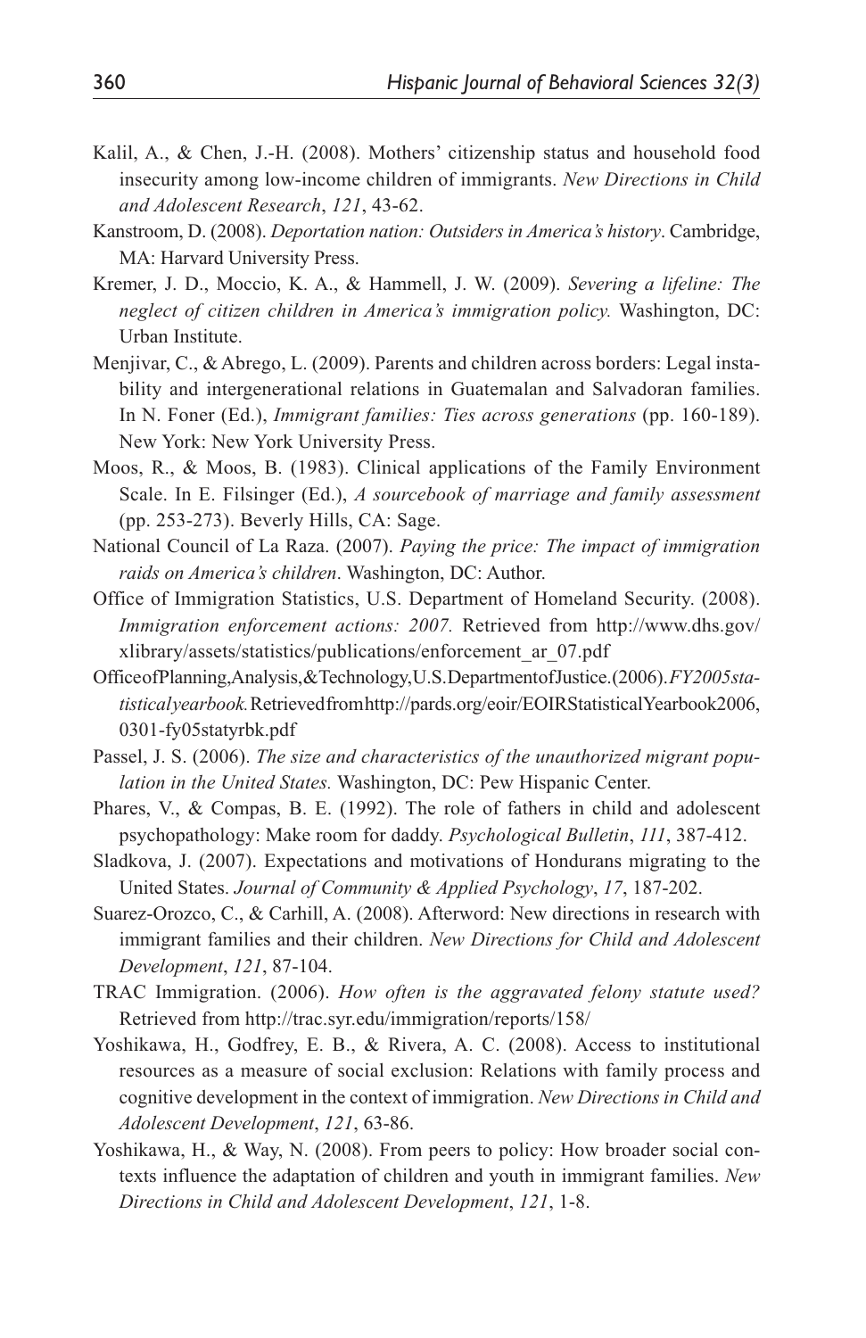Kalil, A., & Chen, J.-H. (2008). Mothers' citizenship status and household food insecurity among low-income children of immigrants. *New Directions in Child and Adolescent Research*, *121*, 43-62.

Kanstroom, D. (2008). *Deportation nation: Outsiders in America's history*. Cambridge, MA: Harvard University Press.

Kremer, J. D., Moccio, K. A., & Hammell, J. W. (2009). *Severing a lifeline: The neglect of citizen children in America's immigration policy.* Washington, DC: Urban Institute.

Menjivar, C., & Abrego, L. (2009). Parents and children across borders: Legal instability and intergenerational relations in Guatemalan and Salvadoran families. In N. Foner (Ed.), *Immigrant families: Ties across generations* (pp. 160-189). New York: New York University Press.

Moos, R., & Moos, B. (1983). Clinical applications of the Family Environment Scale. In E. Filsinger (Ed.), *A sourcebook of marriage and family assessment* (pp. 253-273). Beverly Hills, CA: Sage.

National Council of La Raza. (2007). *Paying the price: The impact of immigration raids on America's children*. Washington, DC: Author.

Office of Immigration Statistics, U.S. Department of Homeland Security. (2008). *Immigration enforcement actions: 2007.* Retrieved from http://www.dhs.gov/xlibrary/assets/statistics/publications/enforcement_ar_07.pdf

Office of Planning, Analysis, & Technology, U.S. Department of Justice. (2006). *FY2005 statistical yearbook.* Retrieved from http://pards.org/eoir/EOIRStatisticalYearbook2006,0301-fy05statyrbk.pdf

Passel, J. S. (2006). *The size and characteristics of the unauthorized migrant population in the United States.* Washington, DC: Pew Hispanic Center.

Phares, V., & Compas, B. E. (1992). The role of fathers in child and adolescent psychopathology: Make room for daddy. *Psychological Bulletin*, *111*, 387-412.

Sladkova, J. (2007). Expectations and motivations of Hondurans migrating to the United States. *Journal of Community & Applied Psychology*, *17*, 187-202.

Suarez-Orozco, C., & Carhill, A. (2008). Afterword: New directions in research with immigrant families and their children. *New Directions for Child and Adolescent Development*, *121*, 87-104.

TRAC Immigration. (2006). *How often is the aggravated felony statute used?* Retrieved from http://trac.syr.edu/immigration/reports/158/

Yoshikawa, H., Godfrey, E. B., & Rivera, A. C. (2008). Access to institutional resources as a measure of social exclusion: Relations with family process and cognitive development in the context of immigration. *New Directions in Child and Adolescent Development*, *121*, 63-86.

Yoshikawa, H., & Way, N. (2008). From peers to policy: How broader social contexts influence the adaptation of children and youth in immigrant families. *New Directions in Child and Adolescent Development*, *121*, 1-8.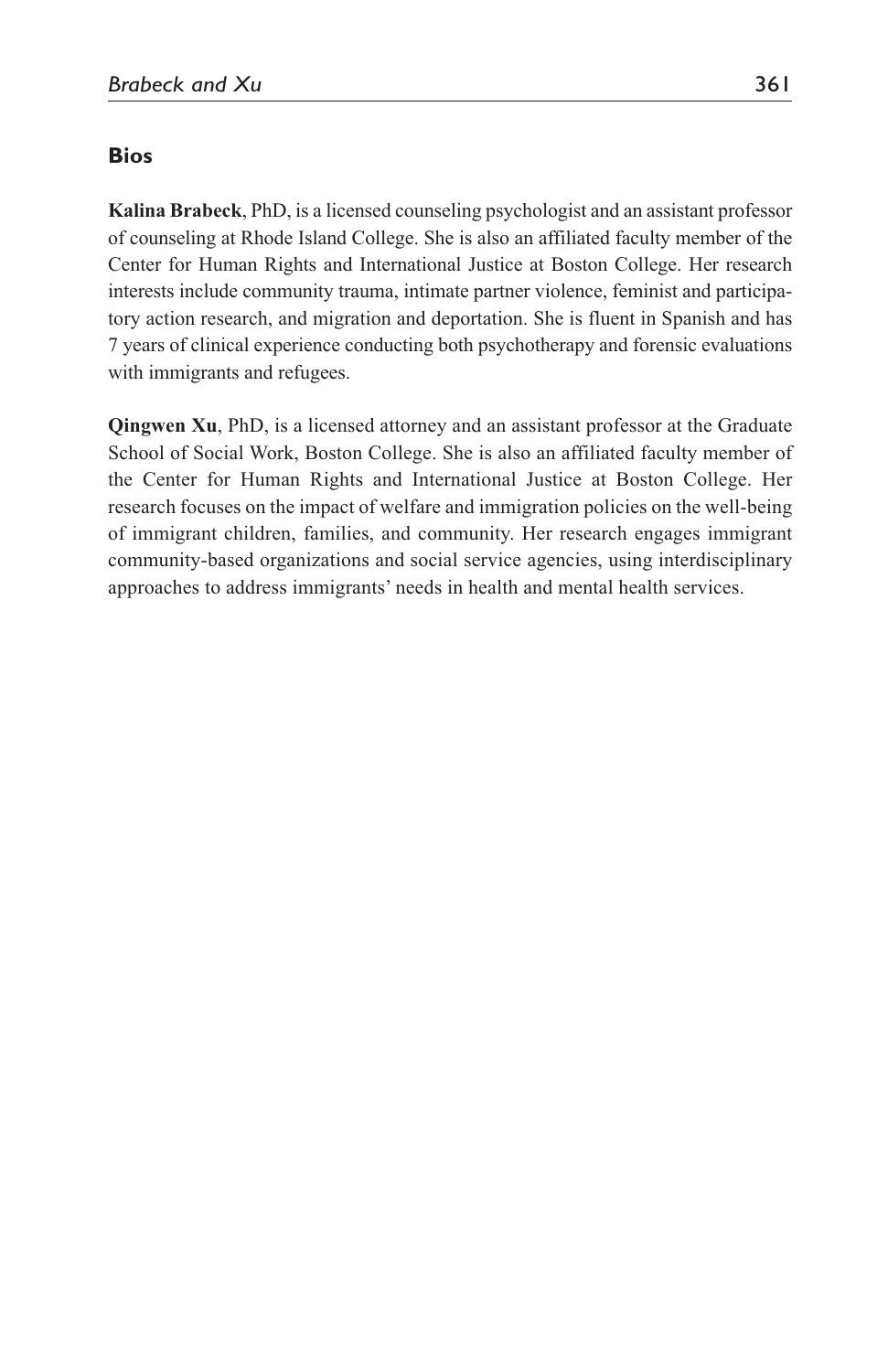## Bios

**Kalina Brabeck**, PhD, is a licensed counseling psychologist and an assistant professor of counseling at Rhode Island College. She is also an affiliated faculty member of the Center for Human Rights and International Justice at Boston College. Her research interests include community trauma, intimate partner violence, feminist and participatory action research, and migration and deportation. She is fluent in Spanish and has 7 years of clinical experience conducting both psychotherapy and forensic evaluations with immigrants and refugees.

**Qingwen Xu**, PhD, is a licensed attorney and an assistant professor at the Graduate School of Social Work, Boston College. She is also an affiliated faculty member of the Center for Human Rights and International Justice at Boston College. Her research focuses on the impact of welfare and immigration policies on the well-being of immigrant children, families, and community. Her research engages immigrant community-based organizations and social service agencies, using interdisciplinary approaches to address immigrants' needs in health and mental health services.